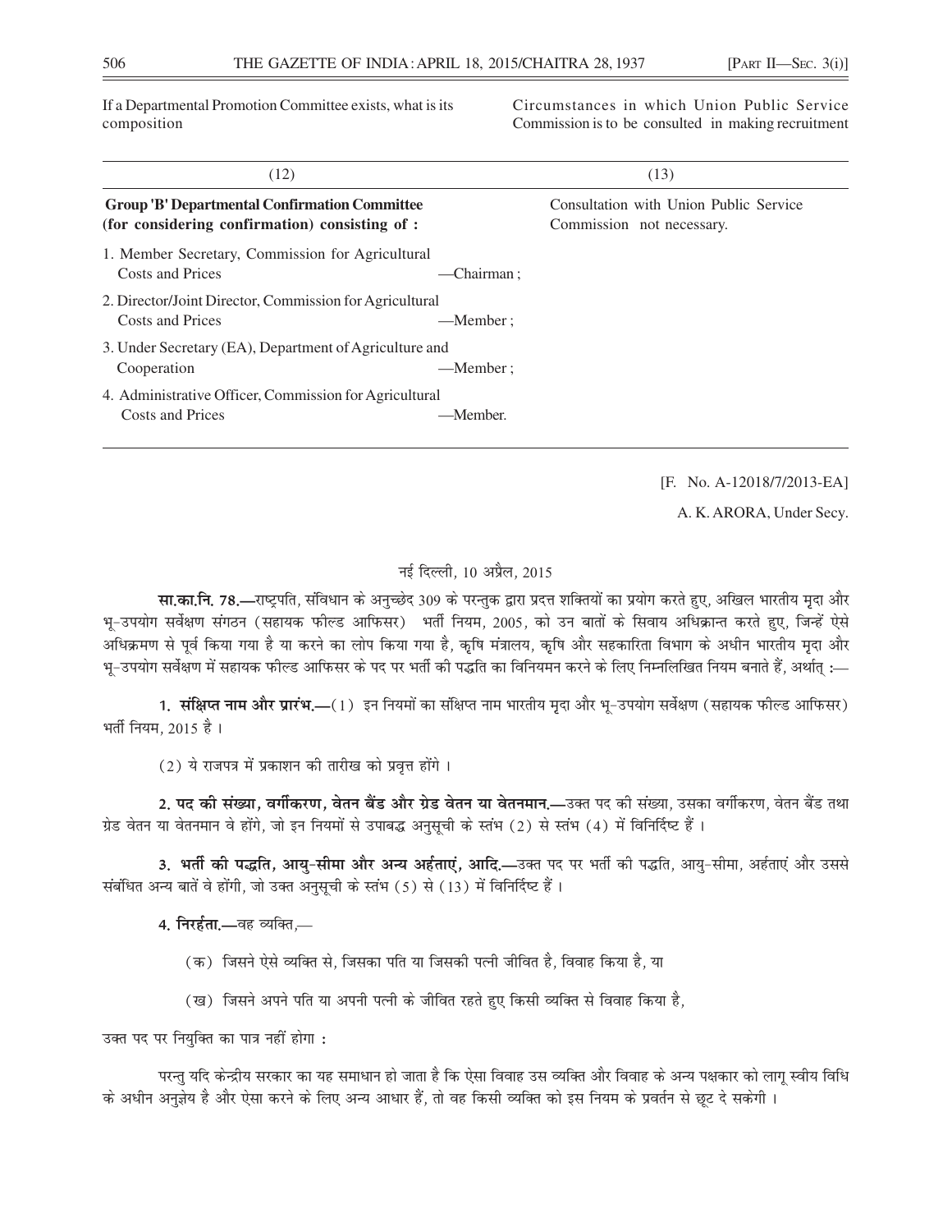| If a Departmental Promotion Committee exists, what is its composition | Circumstances in which Union Public Service Commission is to be consulted in making recruitment |
|---|---|
| (12) | (13) |
| **Group 'B' Departmental Confirmation Committee (for considering confirmation) consisting of :**<br>1. Member Secretary, Commission for Agricultural Costs and Prices —Chairman ;<br>2. Director/Joint Director, Commission for Agricultural Costs and Prices —Member ;<br>3. Under Secretary (EA), Department of Agriculture and Cooperation —Member ;<br>4. Administrative Officer, Commission for Agricultural Costs and Prices —Member. | Consultation with Union Public Service Commission not necessary. |

[F. No. A-12018/7/2013-EA]

A. K. ARORA, Under Secy.

नई दिल्ली, 10 अप्रैल, 2015

**सा.का.नि. 78.—**राष्ट्रपति, संविधान के अनुच्छेद 309 के परन्तुक द्वारा प्रदत्त शक्तियों का प्रयोग करते हुए, अखिल भारतीय मृदा और भू-उपयोग सर्वेक्षण संगठन (सहायक फील्ड आफिसर) भर्ती नियम, 2005, को उन बातों के सिवाय अधिक्रान्त करते हुए, जिन्हें ऐसे अधिक्रमण से पूर्व किया गया है या करने का लोप किया गया है, कृषि मंत्रालय, कृषि और सहकारिता विभाग के अधीन भारतीय मृदा और भू-उपयोग सर्वेक्षण में सहायक फील्ड आफिसर के पद पर भर्ती की पद्धति का विनियमन करने के लिए निम्नलिखित नियम बनाते हैं, अर्थात् :—

**1. संक्षिप्त नाम और प्रारंभ.—**(1) इन नियमों का संक्षिप्त नाम भारतीय मृदा और भू-उपयोग सर्वेक्षण (सहायक फील्ड आफिसर) भर्ती नियम, 2015 है ।

(2) ये राजपत्र में प्रकाशन की तारीख को प्रवृत्त होंगे ।

**2. पद की संख्या, वर्गीकरण, वेतन बैंड और ग्रेड वेतन या वेतनमान.—**उक्त पद की संख्या, उसका वर्गीकरण, वेतन बैंड तथा ग्रेड वेतन या वेतनमान वे होंगे, जो इन नियमों से उपाबद्ध अनुसूची के स्तंभ (2) से स्तंभ (4) में विनिर्दिष्ट हैं ।

**3. भर्ती की पद्धति, आयु-सीमा और अन्य अर्हताएं, आदि.—**उक्त पद पर भर्ती की पद्धति, आयु-सीमा, अर्हताएं और उससे संबंधित अन्य बातें वे होंगी, जो उक्त अनुसूची के स्तंभ (5) से (13) में विनिर्दिष्ट हैं ।

**4. निरर्हता.—**वह व्यक्ति,—

(क) जिसने ऐसे व्यक्ति से, जिसका पति या जिसकी पत्नी जीवित है, विवाह किया है, या

(ख) जिसने अपने पति या अपनी पत्नी के जीवित रहते हुए किसी व्यक्ति से विवाह किया है,

उक्त पद पर नियुक्ति का पात्र नहीं होगा :

परन्तु यदि केन्द्रीय सरकार का यह समाधान हो जाता है कि ऐसा विवाह उस व्यक्ति और विवाह के अन्य पक्षकार को लागू स्वीय विधि के अधीन अनुज्ञेय है और ऐसा करने के लिए अन्य आधार हैं, तो वह किसी व्यक्ति को इस नियम के प्रवर्तन से छूट दे सकेगी ।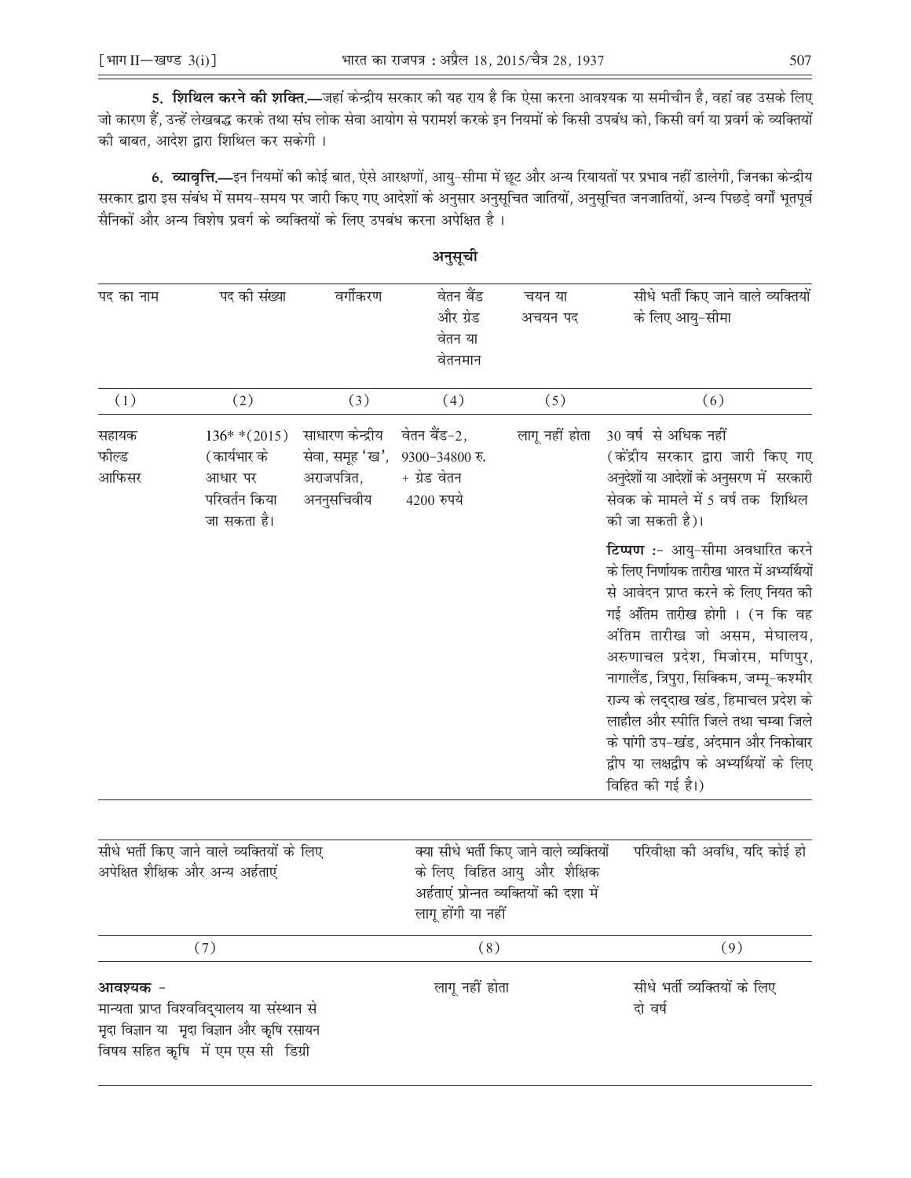**5. शिथिल करने की शक्ति.—**जहां केन्द्रीय सरकार की यह राय है कि ऐसा करना आवश्यक या समीचीन है, वहां वह उसके लिए जो कारण हैं, उन्हें लेखबद्ध करके तथा संघ लोक सेवा आयोग से परामर्श करके इन नियमों के किसी उपबंध को, किसी वर्ग या प्रवर्ग के व्यक्तियों की बाबत, आदेश द्वारा शिथिल कर सकेगी ।

**6. व्यावृत्ति.—**इन नियमों की कोई बात, ऐसे आरक्षणों, आयु-सीमा में छूट और अन्य रियायतों पर प्रभाव नहीं डालेगी, जिनका केन्द्रीय सरकार द्वारा इस संबंध में समय-समय पर जारी किए गए आदेशों के अनुसार अनुसूचित जातियों, अनुसूचित जनजातियों, अन्य पिछड़े वर्गों भूतपूर्व सैनिकों और अन्य विशेष प्रवर्ग के व्यक्तियों के लिए उपबंध करना अपेक्षित है ।

## अनुसूची

| पद का नाम | पद की संख्या | वर्गीकरण | वेतन बैंड और ग्रेड वेतन या वेतनमान | चयन या अचयन पद | सीधे भर्ती किए जाने वाले व्यक्तियों के लिए आयु-सीमा |
|---|---|---|---|---|---|
| (1) | (2) | (3) | (4) | (5) | (6) |
| सहायक फील्ड आफिसर | 136* *(2015) (कार्यभार के आधार पर परिवर्तन किया जा सकता है। | साधारण केन्द्रीय सेवा, समूह 'ख', अराजपत्रित, अननुसचिवीय | वेतन बैंड-2, 9300-34800 रु. + ग्रेड वेतन 4200 रुपये | लागू नहीं होता | 30 वर्ष से अधिक नहीं (केंद्रीय सरकार द्वारा जारी किए गए अनुदेशों या आदेशों के अनुसरण में सरकारी सेवक के मामले में 5 वर्ष तक शिथिल की जा सकती है)। **टिप्पण :-** आयु-सीमा अवधारित करने के लिए निर्णायक तारीख भारत में अभ्यर्थियों से आवेदन प्राप्त करने के लिए नियत की गई अंतिम तारीख होगी । (न कि वह अंतिम तारीख जो असम, मेघालय, अरुणाचल प्रदेश, मिजोरम, मणिपुर, नागालैंड, त्रिपुरा, सिक्किम, जम्मू-कश्मीर राज्य के लद्दाख खंड, हिमाचल प्रदेश के लाहौल और स्पीति जिले तथा चम्बा जिले के पांगी उप-खंड, अंदमान और निकोबार द्वीप या लक्षद्वीप के अभ्यर्थियों के लिए विहित की गई है।) |

| सीधे भर्ती किए जाने वाले व्यक्तियों के लिए अपेक्षित शैक्षिक और अन्य अर्हताएं | क्या सीधे भर्ती किए जाने वाले व्यक्तियों के लिए विहित आयु और शैक्षिक अर्हताएं प्रोन्नत व्यक्तियों की दशा में लागू होंगी या नहीं | परिवीक्षा की अवधि, यदि कोई हो |
|---|---|---|
| (7) | (8) | (9) |
| **आवश्यक** - मान्यता प्राप्त विश्वविद्यालय या संस्थान से मृदा विज्ञान या मृदा विज्ञान और कृषि रसायन विषय सहित कृषि में एम एस सी डिग्री | लागू नहीं होता | सीधे भर्ती व्यक्तियों के लिए दो वर्ष |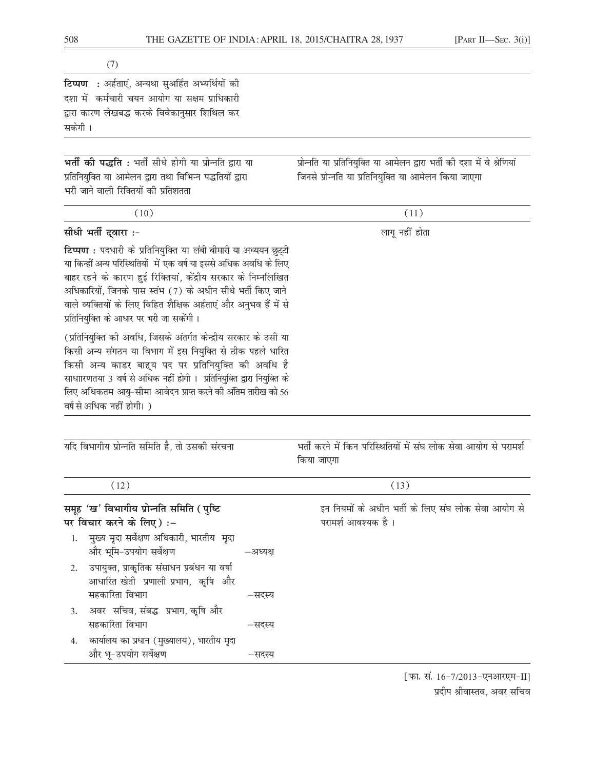| (7) |
|---|
| **टिप्पण** : अर्हताएं, अन्यथा सुअर्हित अभ्यर्थियों की दशा में कर्मचारी चयन आयोग या सक्षम प्राधिकारी द्वारा कारण लेखबद्ध करके विवेकानुसार शिथिल कर सकेगी । |

| **भर्ती की पद्धति** : भर्ती सीधे होगी या प्रोन्नति द्वारा या प्रतिनियुक्ति या आमेलन द्वारा तथा विभिन्न पद्धतियों द्वारा भरी जाने वाली रिक्तियों की प्रतिशतता | प्रोन्नति या प्रतिनियुक्ति या आमेलन द्वारा भर्ती की दशा में वे श्रेणियां जिससे प्रोन्नति या प्रतिनियुक्ति या आमेलन किया जाएगा |
|---|---|
| (10) | (11) |
| **सीधी भर्ती द्वारा** :-<br><br>**टिप्पण** : पदधारी के प्रतिनियुक्ति या लंबी बीमारी या अध्ययन छुट्टी या किन्हीं अन्य परिस्थितियों में एक वर्ष या इससे अधिक अवधि के लिए बाहर रहने के कारण हुई रिक्तियां, केंद्रीय सरकार के निम्नलिखित अधिकारियों, जिनके पास स्तंभ (7) के अधीन सीधे भर्ती किए जाने वाले व्यक्तियों के लिए विहित शैक्षिक अर्हताएं और अनुभव हैं में से प्रतिनियुक्ति के आधार पर भरी जा सकेंगी ।<br><br>(प्रतिनियुक्ति की अवधि, जिसके अंतर्गत केन्द्रीय सरकार के उसी या किसी अन्य संगठन या विभाग में इस नियुक्ति से ठीक पहले धारित किसी अन्य काडर बाह्य पद पर प्रतिनियुक्ति की अवधि है साधारणतया 3 वर्ष से अधिक नहीं होगी । प्रतिनियुक्ति द्वारा नियुक्ति के लिए अधिकतम आयु-सीमा आवेदन प्राप्त करने की अंतिम तारीख को 56 वर्ष से अधिक नहीं होगी। ) | लागू नहीं होता |

| यदि विभागीय प्रोन्नति समिति है, तो उसकी संरचना | भर्ती करने में किन परिस्थितियों में संघ लोक सेवा आयोग से परामर्श किया जाएगा |
|---|---|
| (12) | (13) |
| **समूह 'ख' विभागीय प्रोन्नति समिति ( पुष्टि पर विचार करने के लिए ) :–**<br>1. मुख्य मृदा सर्वेक्षण अधिकारी, भारतीय मृदा और भूमि-उपयोग सर्वेक्षण –अध्यक्ष<br>2. उपायुक्त, प्राकृतिक संसाधन प्रबंधन या वर्षा आधारित खेती प्रणाली प्रभाग, कृषि और सहकारिता विभाग –सदस्य<br>3. अवर सचिव, संबद्ध प्रभाग, कृषि और सहकारिता विभाग –सदस्य<br>4. कार्यालय का प्रधान (मुख्यालय), भारतीय मृदा और भू-उपयोग सर्वेक्षण –सदस्य | इन नियमों के अधीन भर्ती के लिए संघ लोक सेवा आयोग से परामर्श आवश्यक है । |

[फा. सं. 16-7/2013-एनआरएम-II]

प्रदीप श्रीवास्तव, अवर सचिव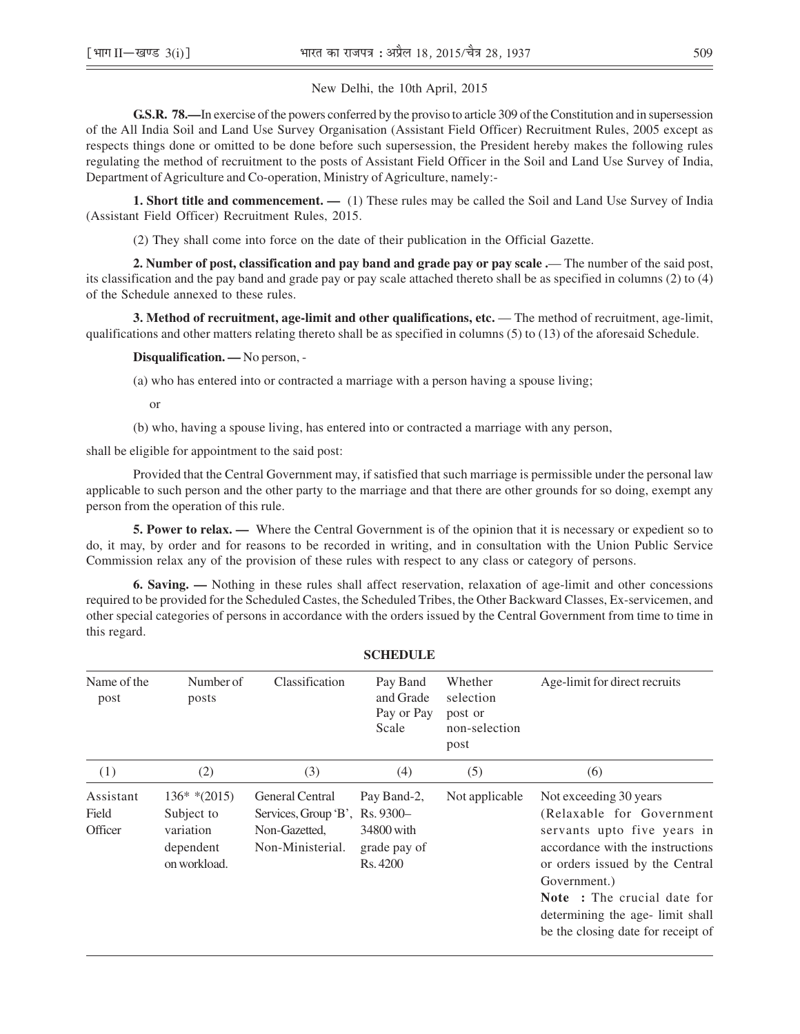New Delhi, the 10th April, 2015

**G.S.R. 78.—**In exercise of the powers conferred by the proviso to article 309 of the Constitution and in supersession of the All India Soil and Land Use Survey Organisation (Assistant Field Officer) Recruitment Rules, 2005 except as respects things done or omitted to be done before such supersession, the President hereby makes the following rules regulating the method of recruitment to the posts of Assistant Field Officer in the Soil and Land Use Survey of India, Department of Agriculture and Co-operation, Ministry of Agriculture, namely:-

**1. Short title and commencement. —** (1) These rules may be called the Soil and Land Use Survey of India (Assistant Field Officer) Recruitment Rules, 2015.

(2) They shall come into force on the date of their publication in the Official Gazette.

**2. Number of post, classification and pay band and grade pay or pay scale .**— The number of the said post, its classification and the pay band and grade pay or pay scale attached thereto shall be as specified in columns (2) to (4) of the Schedule annexed to these rules.

**3. Method of recruitment, age-limit and other qualifications, etc.** — The method of recruitment, age-limit, qualifications and other matters relating thereto shall be as specified in columns (5) to (13) of the aforesaid Schedule.

**Disqualification. —** No person, -

(a) who has entered into or contracted a marriage with a person having a spouse living;

or

(b) who, having a spouse living, has entered into or contracted a marriage with any person,

shall be eligible for appointment to the said post:

Provided that the Central Government may, if satisfied that such marriage is permissible under the personal law applicable to such person and the other party to the marriage and that there are other grounds for so doing, exempt any person from the operation of this rule.

**5. Power to relax. —** Where the Central Government is of the opinion that it is necessary or expedient so to do, it may, by order and for reasons to be recorded in writing, and in consultation with the Union Public Service Commission relax any of the provision of these rules with respect to any class or category of persons.

**6. Saving. —** Nothing in these rules shall affect reservation, relaxation of age-limit and other concessions required to be provided for the Scheduled Castes, the Scheduled Tribes, the Other Backward Classes, Ex-servicemen, and other special categories of persons in accordance with the orders issued by the Central Government from time to time in this regard.

**SCHEDULE**

| Name of the post | Number of posts | Classification | Pay Band and Grade Pay or Pay Scale | Whether selection post or non-selection post | Age-limit for direct recruits |
|---|---|---|---|---|---|
| (1) | (2) | (3) | (4) | (5) | (6) |
| Assistant Field Officer | 136* *(2015) Subject to variation dependent on workload. | General Central Services, Group 'B', Non-Gazetted, Non-Ministerial. | Pay Band-2, Rs. 9300–34800 with grade pay of Rs. 4200 | Not applicable | Not exceeding 30 years (Relaxable for Government servants upto five years in accordance with the instructions or orders issued by the Central Government.) **Note :** The crucial date for determining the age- limit shall be the closing date for receipt of |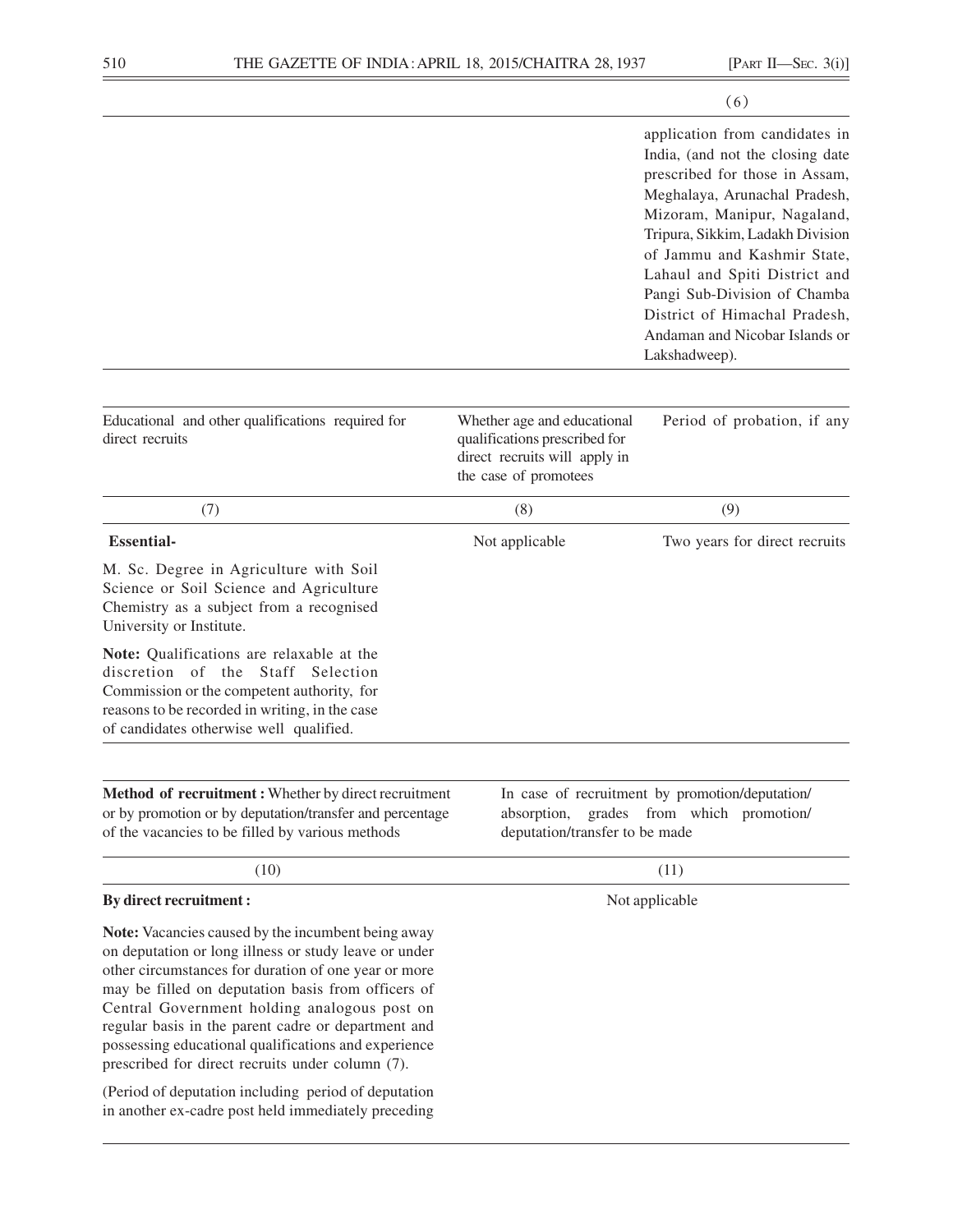| | | (6) |
|---|---|---|
| | | application from candidates in India, (and not the closing date prescribed for those in Assam, Meghalaya, Arunachal Pradesh, Mizoram, Manipur, Nagaland, Tripura, Sikkim, Ladakh Division of Jammu and Kashmir State, Lahaul and Spiti District and Pangi Sub-Division of Chamba District of Himachal Pradesh, Andaman and Nicobar Islands or Lakshadweep). |

| Educational and other qualifications required for direct recruits | Whether age and educational qualifications prescribed for direct recruits will apply in the case of promotees | Period of probation, if any |
|---|---|---|
| (7) | (8) | (9) |
| **Essential-**<br><br>M. Sc. Degree in Agriculture with Soil Science or Soil Science and Agriculture Chemistry as a subject from a recognised University or Institute.<br><br>**Note:** Qualifications are relaxable at the discretion of the Staff Selection Commission or the competent authority, for reasons to be recorded in writing, in the case of candidates otherwise well qualified. | Not applicable | Two years for direct recruits |

| **Method of recruitment :** Whether by direct recruitment or by promotion or by deputation/transfer and percentage of the vacancies to be filled by various methods | In case of recruitment by promotion/deputation/ absorption, grades from which promotion/ deputation/transfer to be made |
|---|---|
| (10) | (11) |
| **By direct recruitment :**<br><br>**Note:** Vacancies caused by the incumbent being away on deputation or long illness or study leave or under other circumstances for duration of one year or more may be filled on deputation basis from officers of Central Government holding analogous post on regular basis in the parent cadre or department and possessing educational qualifications and experience prescribed for direct recruits under column (7).<br><br>(Period of deputation including period of deputation in another ex-cadre post held immediately preceding | Not applicable |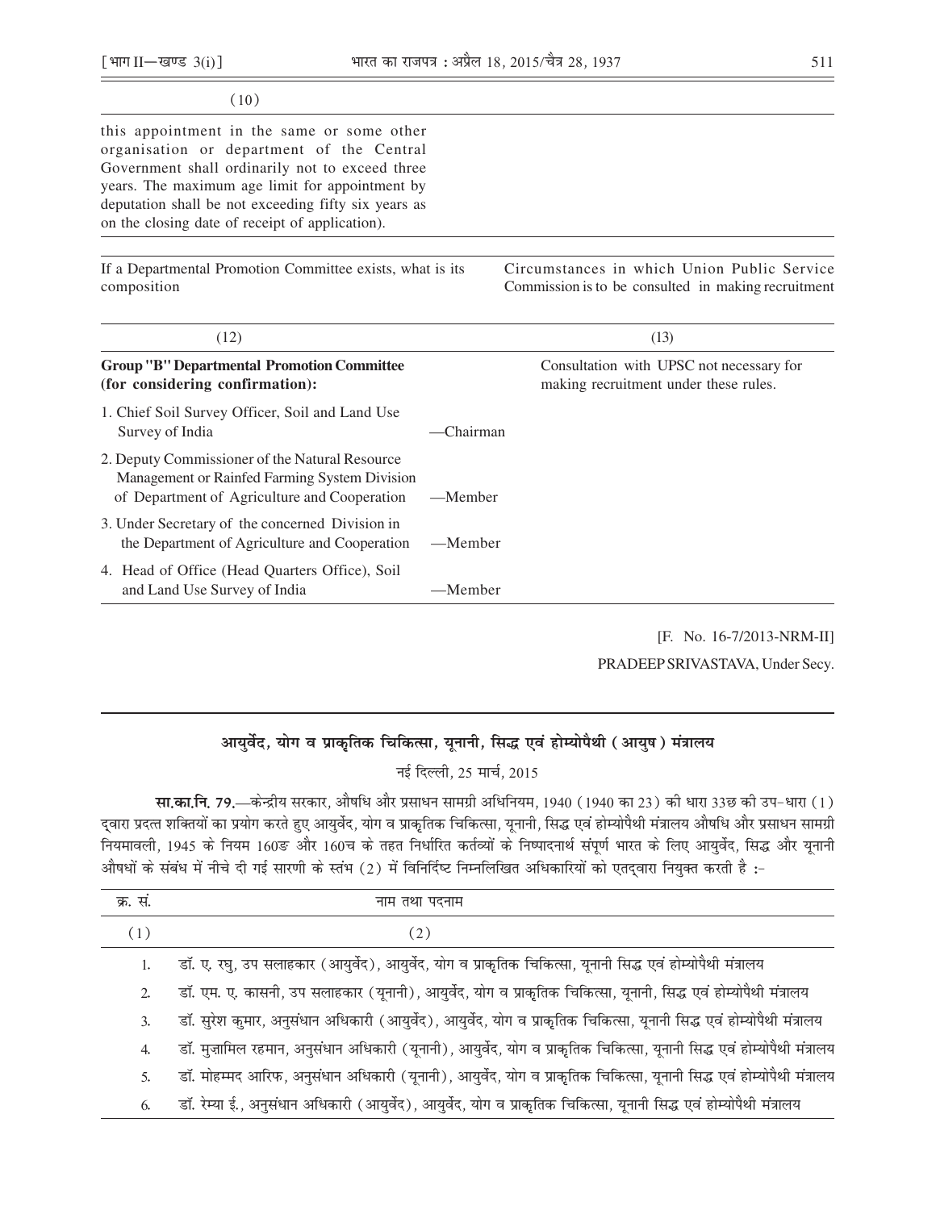| (10) |
|---|
| this appointment in the same or some other organisation or department of the Central Government shall ordinarily not to exceed three years. The maximum age limit for appointment by deputation shall be not exceeding fifty six years as on the closing date of receipt of application). |

| If a Departmental Promotion Committee exists, what is its composition | | Circumstances in which Union Public Service Commission is to be consulted in making recruitment |
|---|---|---|
| (12) | | (13) |
| **Group "B" Departmental Promotion Committee (for considering confirmation):** | | Consultation with UPSC not necessary for making recruitment under these rules. |
| 1. Chief Soil Survey Officer, Soil and Land Use Survey of India | —Chairman | |
| 2. Deputy Commissioner of the Natural Resource Management or Rainfed Farming System Division of Department of Agriculture and Cooperation | —Member | |
| 3. Under Secretary of the concerned Division in the Department of Agriculture and Cooperation | —Member | |
| 4. Head of Office (Head Quarters Office), Soil and Land Use Survey of India | —Member | |

[F. No. 16-7/2013-NRM-II]

PRADEEP SRIVASTAVA, Under Secy.

---

## आयुर्वेद, योग व प्राकृतिक चिकित्सा, यूनानी, सिद्ध एवं होम्योपैथी (आयुष) मंत्रालय

नई दिल्ली, 25 मार्च, 2015

**सा.का.नि. 79.**—केन्द्रीय सरकार, औषधि और प्रसाधन सामग्री अधिनियम, 1940 (1940 का 23) की धारा 33छ की उप-धारा (1) द्वारा प्रदत्त शक्तियों का प्रयोग करते हुए आयुर्वेद, योग व प्राकृतिक चिकित्सा, यूनानी, सिद्ध एवं होम्योपैथी मंत्रालय औषधि और प्रसाधन सामग्री नियमावली, 1945 के नियम 160ङ और 160च के तहत निर्धारित कर्तव्यों के निष्पादनार्थ संपूर्ण भारत के लिए आयुर्वेद, सिद्ध और यूनानी औषधों के संबंध में नीचे दी गई सारणी के स्तंभ (2) में विनिर्दिष्ट निम्नलिखित अधिकारियों को एतद्वारा नियुक्त करती है :-

| क्र. सं. | नाम तथा पदनाम |
|---|---|
| (1) | (2) |
| 1. | डॉ. ए. रघु, उप सलाहकार (आयुर्वेद), आयुर्वेद, योग व प्राकृतिक चिकित्सा, यूनानी सिद्ध एवं होम्योपैथी मंत्रालय |
| 2. | डॉ. एम. ए. कासनी, उप सलाहकार (यूनानी), आयुर्वेद, योग व प्राकृतिक चिकित्सा, यूनानी, सिद्ध एवं होम्योपैथी मंत्रालय |
| 3. | डॉ. सुरेश कुमार, अनुसंधान अधिकारी (आयुर्वेद), आयुर्वेद, योग व प्राकृतिक चिकित्सा, यूनानी सिद्ध एवं होम्योपैथी मंत्रालय |
| 4. | डॉ. मुज़ामिल रहमान, अनुसंधान अधिकारी (यूनानी), आयुर्वेद, योग व प्राकृतिक चिकित्सा, यूनानी सिद्ध एवं होम्योपैथी मंत्रालय |
| 5. | डॉ. मोहम्मद आरिफ, अनुसंधान अधिकारी (यूनानी), आयुर्वेद, योग व प्राकृतिक चिकित्सा, यूनानी सिद्ध एवं होम्योपैथी मंत्रालय |
| 6. | डॉ. रेम्या ई., अनुसंधान अधिकारी (आयुर्वेद), आयुर्वेद, योग व प्राकृतिक चिकित्सा, यूनानी सिद्ध एवं होम्योपैथी मंत्रालय |